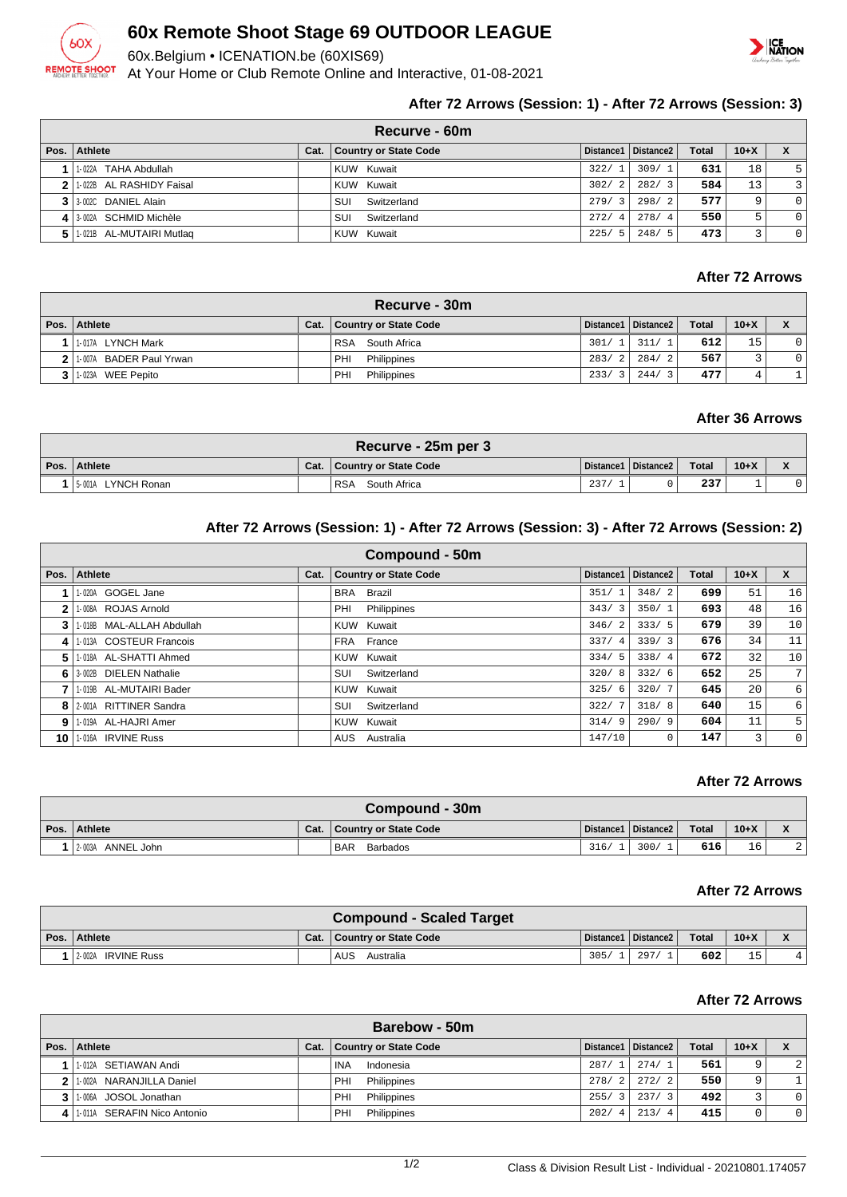# 60x Remote Shoot Stage 69 OUTDOOR LEAGUE

60x.Belgium • ICENATION.be (60XIS69)

At Your Home or Club Remote Online and Interactive, 01-08-2021

### After 72 Arrows (Session: 1) - After 72 Arrows (Session: 3)

| Recurve - 60m | | | | | | | | |
|---|---|---|---|---|---|---|---|---|
| Pos. | Athlete | Cat. | Country or State Code | Distance1 | Distance2 | Total | 10+X | X |
| 1 | 1-022A TAHA Abdullah | | KUW Kuwait | 322/ 1 | 309/ 1 | 631 | 18 | 5 |
| 2 | 1-022B AL RASHIDY Faisal | | KUW Kuwait | 302/ 2 | 282/ 3 | 584 | 13 | 3 |
| 3 | 3-002C DANIEL Alain | | SUI Switzerland | 279/ 3 | 298/ 2 | 577 | 9 | 0 |
| 4 | 3-002A SCHMID Michèle | | SUI Switzerland | 272/ 4 | 278/ 4 | 550 | 5 | 0 |
| 5 | 1-021B AL-MUTAIRI Mutlaq | | KUW Kuwait | 225/ 5 | 248/ 5 | 473 | 3 | 0 |

### After 72 Arrows

| Recurve - 30m | | | | | | | | |
|---|---|---|---|---|---|---|---|---|
| Pos. | Athlete | Cat. | Country or State Code | Distance1 | Distance2 | Total | 10+X | X |
| 1 | 1-017A LYNCH Mark | | RSA South Africa | 301/ 1 | 311/ 1 | 612 | 15 | 0 |
| 2 | 1-007A BADER Paul Yrwan | | PHI Philippines | 283/ 2 | 284/ 2 | 567 | 3 | 0 |
| 3 | 1-023A WEE Pepito | | PHI Philippines | 233/ 3 | 244/ 3 | 477 | 4 | 1 |

### After 36 Arrows

| Recurve - 25m per 3 | | | | | | | | |
|---|---|---|---|---|---|---|---|---|
| Pos. | Athlete | Cat. | Country or State Code | Distance1 | Distance2 | Total | 10+X | X |
| 1 | 5-001A LYNCH Ronan | | RSA South Africa | 237/ 1 | 0 | 237 | 1 | 0 |

### After 72 Arrows (Session: 1) - After 72 Arrows (Session: 3) - After 72 Arrows (Session: 2)

| Compound - 50m | | | | | | | | |
|---|---|---|---|---|---|---|---|---|
| Pos. | Athlete | Cat. | Country or State Code | Distance1 | Distance2 | Total | 10+X | X |
| 1 | 1-020A GOGEL Jane | | BRA Brazil | 351/ 1 | 348/ 2 | 699 | 51 | 16 |
| 2 | 1-008A ROJAS Arnold | | PHI Philippines | 343/ 3 | 350/ 1 | 693 | 48 | 16 |
| 3 | 1-018B MAL-ALLAH Abdullah | | KUW Kuwait | 346/ 2 | 333/ 5 | 679 | 39 | 10 |
| 4 | 1-013A COSTEUR Francois | | FRA France | 337/ 4 | 339/ 3 | 676 | 34 | 11 |
| 5 | 1-018A AL-SHATTI Ahmed | | KUW Kuwait | 334/ 5 | 338/ 4 | 672 | 32 | 10 |
| 6 | 3-002B DIELEN Nathalie | | SUI Switzerland | 320/ 8 | 332/ 6 | 652 | 25 | 7 |
| 7 | 1-019B AL-MUTAIRI Bader | | KUW Kuwait | 325/ 6 | 320/ 7 | 645 | 20 | 6 |
| 8 | 2-001A RITTINER Sandra | | SUI Switzerland | 322/ 7 | 318/ 8 | 640 | 15 | 6 |
| 9 | 1-019A AL-HAJRI Amer | | KUW Kuwait | 314/ 9 | 290/ 9 | 604 | 11 | 5 |
| 10 | 1-016A IRVINE Russ | | AUS Australia | 147/10 | 0 | 147 | 3 | 0 |

### After 72 Arrows

| Compound - 30m | | | | | | | | |
|---|---|---|---|---|---|---|---|---|
| Pos. | Athlete | Cat. | Country or State Code | Distance1 | Distance2 | Total | 10+X | X |
| 1 | 2-003A ANNEL John | | BAR Barbados | 316/ 1 | 300/ 1 | 616 | 16 | 2 |

### After 72 Arrows

| Compound - Scaled Target | | | | | | | | |
|---|---|---|---|---|---|---|---|---|
| Pos. | Athlete | Cat. | Country or State Code | Distance1 | Distance2 | Total | 10+X | X |
| 1 | 2-002A IRVINE Russ | | AUS Australia | 305/ 1 | 297/ 1 | 602 | 15 | 4 |

### After 72 Arrows

| Barebow - 50m | | | | | | | | |
|---|---|---|---|---|---|---|---|---|
| Pos. | Athlete | Cat. | Country or State Code | Distance1 | Distance2 | Total | 10+X | X |
| 1 | 1-012A SETIAWAN Andi | | INA Indonesia | 287/ 1 | 274/ 1 | 561 | 9 | 2 |
| 2 | 1-002A NARANJILLA Daniel | | PHI Philippines | 278/ 2 | 272/ 2 | 550 | 9 | 1 |
| 3 | 1-006A JOSOL Jonathan | | PHI Philippines | 255/ 3 | 237/ 3 | 492 | 3 | 0 |
| 4 | 1-011A SERAFIN Nico Antonio | | PHI Philippines | 202/ 4 | 213/ 4 | 415 | 0 | 0 |

Class & Division Result List - Individual - 20210801.174057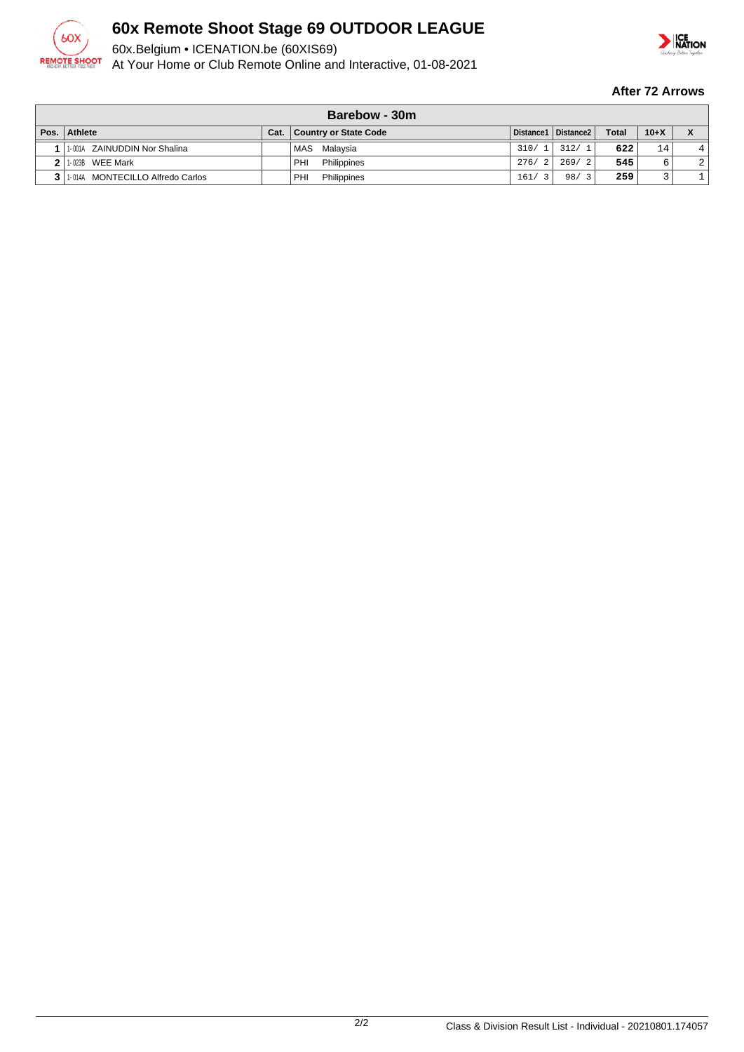# 60x Remote Shoot Stage 69 OUTDOOR LEAGUE

60x.Belgium • ICENATION.be (60XIS69)

At Your Home or Club Remote Online and Interactive, 01-08-2021

**After 72 Arrows**

| Barebow - 30m | | | | | | | | |
|---|---|---|---|---|---|---|---|---|
| **Pos.** | **Athlete** | **Cat.** | **Country or State Code** | **Distance1** | **Distance2** | **Total** | **10+X** | **X** |
| 1 | 1-001A ZAINUDDIN Nor Shalina | | MAS Malaysia | 310/ 1 | 312/ 1 | 622 | 14 | 4 |
| 2 | 1-023B WEE Mark | | PHI Philippines | 276/ 2 | 269/ 2 | 545 | 6 | 2 |
| 3 | 1-014A MONTECILLO Alfredo Carlos | | PHI Philippines | 161/ 3 | 98/ 3 | 259 | 3 | 1 |

Class & Division Result List - Individual - 20210801.174057